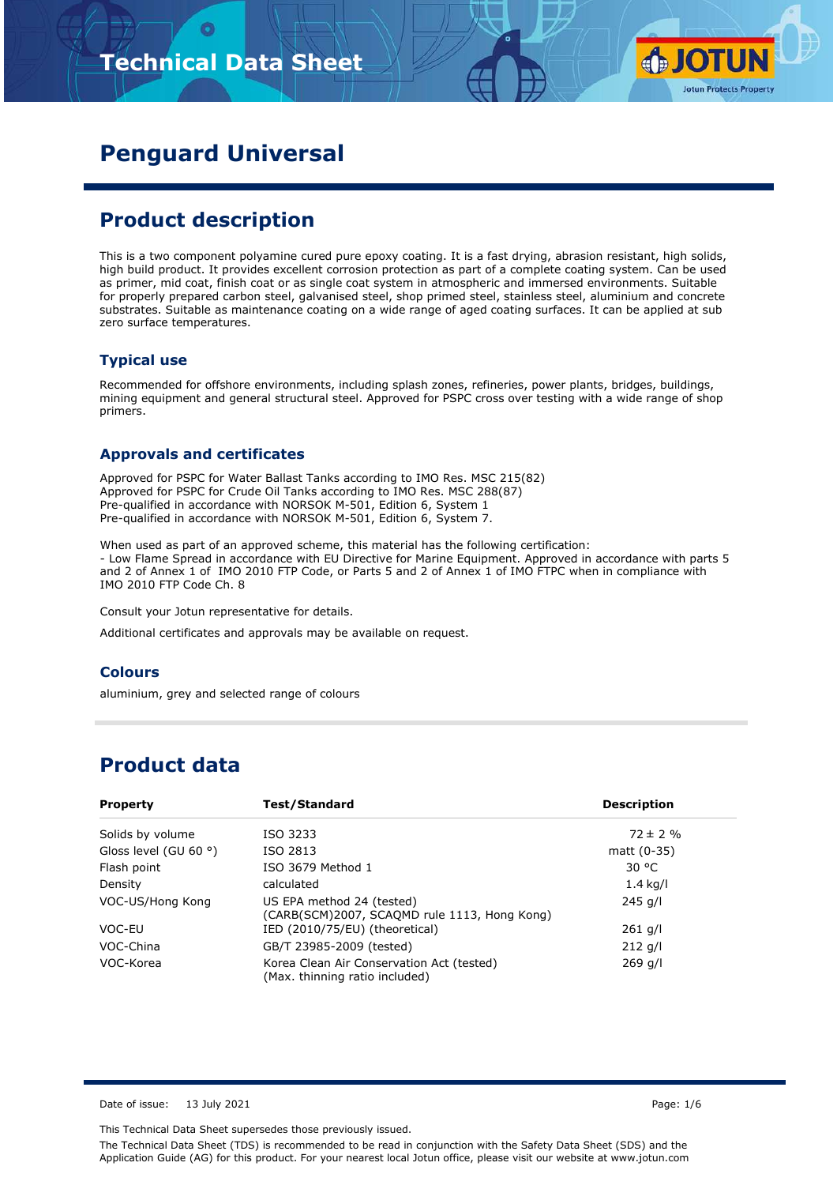# Penguard Universal

## Product description

This is a two component polyamine cured pure epoxy coating. It is a fast drying, abrasion resistant, high solids, high build product. It provides excellent corrosion protection as part of a complete coating system. Can be used as primer, mid coat, finish coat or as single coat system in atmospheric and immersed environments. Suitable for properly prepared carbon steel, galvanised steel, shop primed steel, stainless steel, aluminium and concrete substrates. Suitable as maintenance coating on a wide range of aged coating surfaces. It can be applied at sub zero surface temperatures.

### Typical use

Recommended for offshore environments, including splash zones, refineries, power plants, bridges, buildings, mining equipment and general structural steel. Approved for PSPC cross over testing with a wide range of shop primers.

### Approvals and certificates

Approved for PSPC for Water Ballast Tanks according to IMO Res. MSC 215(82)
Approved for PSPC for Crude Oil Tanks according to IMO Res. MSC 288(87)
Pre-qualified in accordance with NORSOK M-501, Edition 6, System 1
Pre-qualified in accordance with NORSOK M-501, Edition 6, System 7.

When used as part of an approved scheme, this material has the following certification:
- Low Flame Spread in accordance with EU Directive for Marine Equipment. Approved in accordance with parts 5 and 2 of Annex 1 of IMO 2010 FTP Code, or Parts 5 and 2 of Annex 1 of IMO FTPC when in compliance with IMO 2010 FTP Code Ch. 8

Consult your Jotun representative for details.

Additional certificates and approvals may be available on request.

### Colours

aluminium, grey and selected range of colours

## Product data

| Property | Test/Standard | Description |
|---|---|---|
| Solids by volume | ISO 3233 | 72 ± 2 % |
| Gloss level (GU 60 °) | ISO 2813 | matt (0-35) |
| Flash point | ISO 3679 Method 1 | 30 °C |
| Density | calculated | 1.4 kg/l |
| VOC-US/Hong Kong | US EPA method 24 (tested) (CARB(SCM)2007, SCAQMD rule 1113, Hong Kong) | 245 g/l |
| VOC-EU | IED (2010/75/EU) (theoretical) | 261 g/l |
| VOC-China | GB/T 23985-2009 (tested) | 212 g/l |
| VOC-Korea | Korea Clean Air Conservation Act (tested) (Max. thinning ratio included) | 269 g/l |

Date of issue: 13 July 2021

This Technical Data Sheet supersedes those previously issued.

The Technical Data Sheet (TDS) is recommended to be read in conjunction with the Safety Data Sheet (SDS) and the Application Guide (AG) for this product. For your nearest local Jotun office, please visit our website at www.jotun.com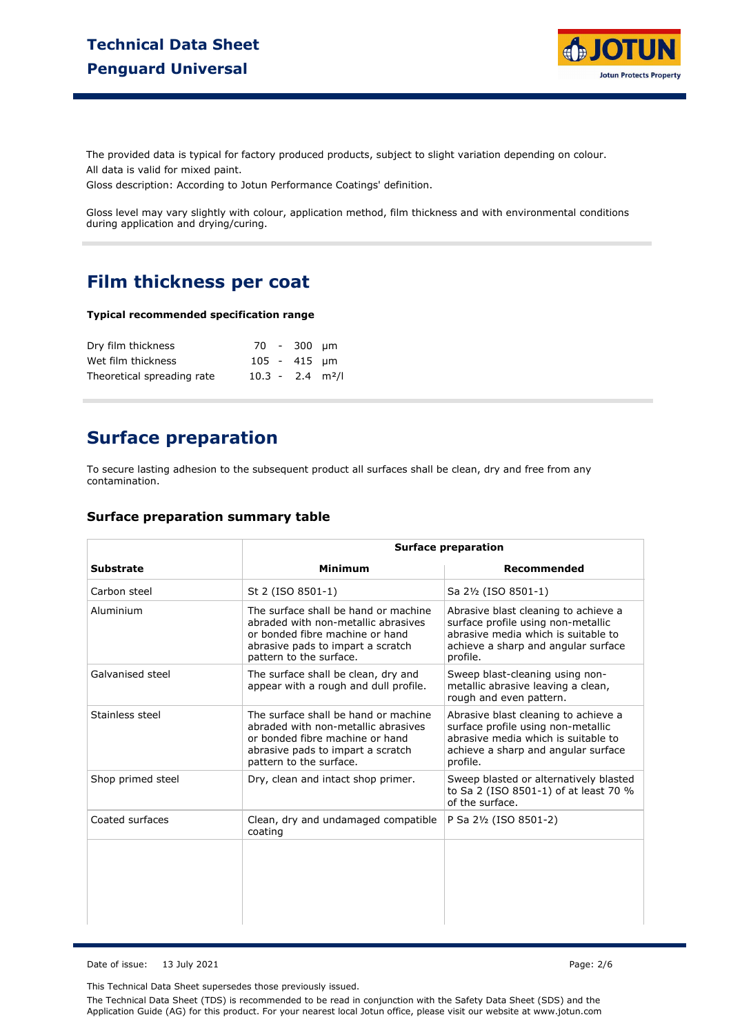The provided data is typical for factory produced products, subject to slight variation depending on colour.
All data is valid for mixed paint.
Gloss description: According to Jotun Performance Coatings' definition.

Gloss level may vary slightly with colour, application method, film thickness and with environmental conditions during application and drying/curing.

## Film thickness per coat

**Typical recommended specification range**

| | | | | |
|---|---|---|---|---|
| Dry film thickness | 70 | - | 300 | μm |
| Wet film thickness | 105 | - | 415 | μm |
| Theoretical spreading rate | 10.3 | - | 2.4 | m²/l |

## Surface preparation

To secure lasting adhesion to the subsequent product all surfaces shall be clean, dry and free from any contamination.

### Surface preparation summary table

| | Surface preparation | |
|---|---|---|
| **Substrate** | **Minimum** | **Recommended** |
| Carbon steel | St 2 (ISO 8501-1) | Sa 2½ (ISO 8501-1) |
| Aluminium | The surface shall be hand or machine abraded with non-metallic abrasives or bonded fibre machine or hand abrasive pads to impart a scratch pattern to the surface. | Abrasive blast cleaning to achieve a surface profile using non-metallic abrasive media which is suitable to achieve a sharp and angular surface profile. |
| Galvanised steel | The surface shall be clean, dry and appear with a rough and dull profile. | Sweep blast-cleaning using non-metallic abrasive leaving a clean, rough and even pattern. |
| Stainless steel | The surface shall be hand or machine abraded with non-metallic abrasives or bonded fibre machine or hand abrasive pads to impart a scratch pattern to the surface. | Abrasive blast cleaning to achieve a surface profile using non-metallic abrasive media which is suitable to achieve a sharp and angular surface profile. |
| Shop primed steel | Dry, clean and intact shop primer. | Sweep blasted or alternatively blasted to Sa 2 (ISO 8501-1) of at least 70 % of the surface. |
| Coated surfaces | Clean, dry and undamaged compatible coating | P Sa 2½ (ISO 8501-2) |

Date of issue: 13 July 2021

This Technical Data Sheet supersedes those previously issued.

The Technical Data Sheet (TDS) is recommended to be read in conjunction with the Safety Data Sheet (SDS) and the Application Guide (AG) for this product. For your nearest local Jotun office, please visit our website at www.jotun.com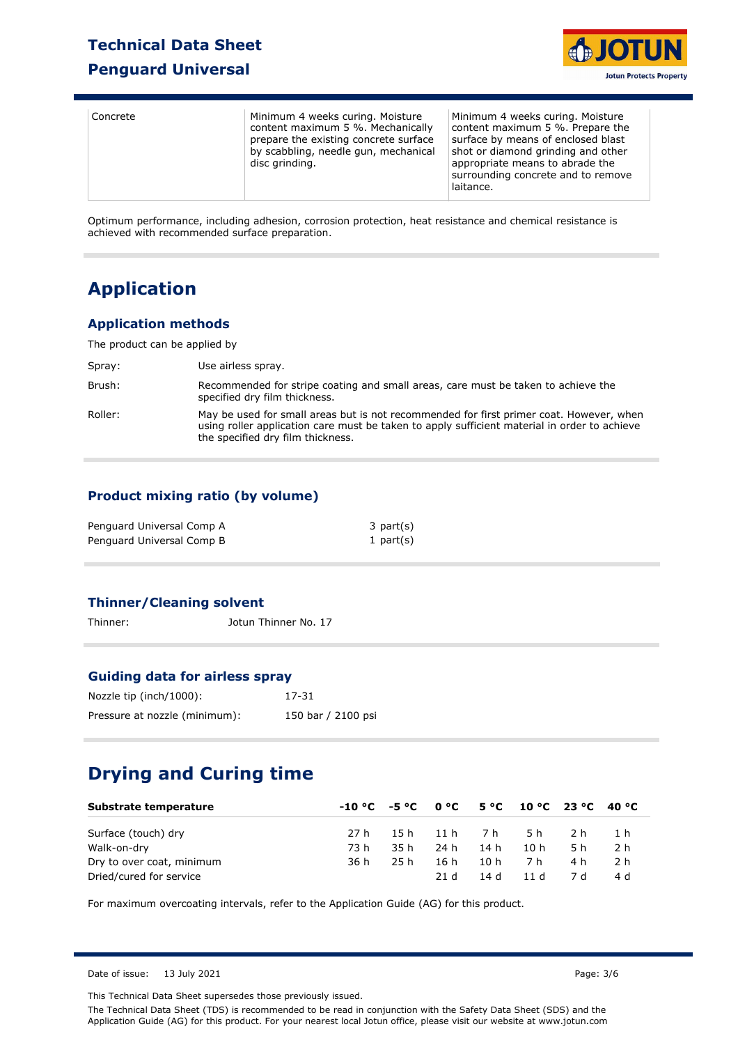| Concrete | Minimum 4 weeks curing. Moisture content maximum 5 %. Mechanically prepare the existing concrete surface by scabbling, needle gun, mechanical disc grinding. | Minimum 4 weeks curing. Moisture content maximum 5 %. Prepare the surface by means of enclosed blast shot or diamond grinding and other appropriate means to abrade the surrounding concrete and to remove laitance. |
|---|---|---|

Optimum performance, including adhesion, corrosion protection, heat resistance and chemical resistance is achieved with recommended surface preparation.

# Application

## Application methods

The product can be applied by

Spray: Use airless spray.

Brush: Recommended for stripe coating and small areas, care must be taken to achieve the specified dry film thickness.

Roller: May be used for small areas but is not recommended for first primer coat. However, when using roller application care must be taken to apply sufficient material in order to achieve the specified dry film thickness.

## Product mixing ratio (by volume)

| | |
|---|---|
| Penguard Universal Comp A | 3 part(s) |
| Penguard Universal Comp B | 1 part(s) |

## Thinner/Cleaning solvent

Thinner: Jotun Thinner No. 17

## Guiding data for airless spray

Nozzle tip (inch/1000): 17-31

Pressure at nozzle (minimum): 150 bar / 2100 psi

# Drying and Curing time

| Substrate temperature | -10 °C | -5 °C | 0 °C | 5 °C | 10 °C | 23 °C | 40 °C |
|---|---|---|---|---|---|---|---|
| Surface (touch) dry | 27 h | 15 h | 11 h | 7 h | 5 h | 2 h | 1 h |
| Walk-on-dry | 73 h | 35 h | 24 h | 14 h | 10 h | 5 h | 2 h |
| Dry to over coat, minimum | 36 h | 25 h | 16 h | 10 h | 7 h | 4 h | 2 h |
| Dried/cured for service | | | 21 d | 14 d | 11 d | 7 d | 4 d |

For maximum overcoating intervals, refer to the Application Guide (AG) for this product.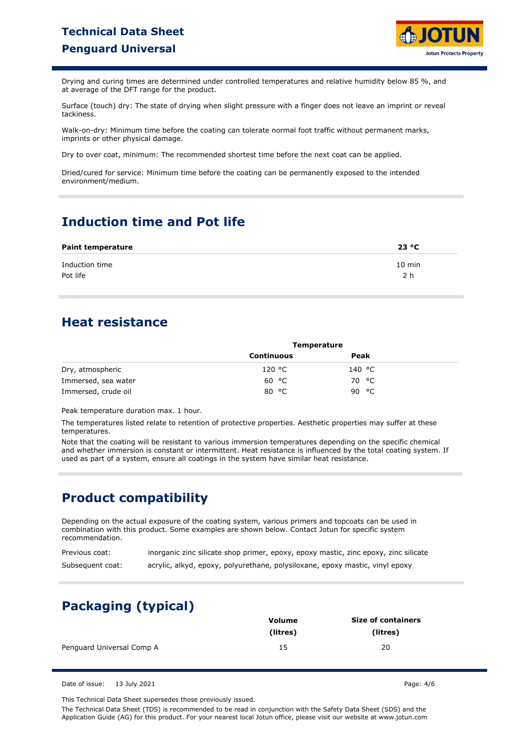Drying and curing times are determined under controlled temperatures and relative humidity below 85 %, and at average of the DFT range for the product.

Surface (touch) dry: The state of drying when slight pressure with a finger does not leave an imprint or reveal tackiness.

Walk-on-dry: Minimum time before the coating can tolerate normal foot traffic without permanent marks, imprints or other physical damage.

Dry to over coat, minimum: The recommended shortest time before the next coat can be applied.

Dried/cured for service: Minimum time before the coating can be permanently exposed to the intended environment/medium.

## Induction time and Pot life

| Paint temperature | 23 °C |
|---|---|
| Induction time | 10 min |
| Pot life | 2 h |

## Heat resistance

| | Temperature | |
|---|---|---|
| | Continuous | Peak |
| Dry, atmospheric | 120 °C | 140 °C |
| Immersed, sea water | 60 °C | 70 °C |
| Immersed, crude oil | 80 °C | 90 °C |

Peak temperature duration max. 1 hour.

The temperatures listed relate to retention of protective properties. Aesthetic properties may suffer at these temperatures.

Note that the coating will be resistant to various immersion temperatures depending on the specific chemical and whether immersion is constant or intermittent. Heat resistance is influenced by the total coating system. If used as part of a system, ensure all coatings in the system have similar heat resistance.

## Product compatibility

Depending on the actual exposure of the coating system, various primers and topcoats can be used in combination with this product. Some examples are shown below. Contact Jotun for specific system recommendation.

Previous coat: inorganic zinc silicate shop primer, epoxy, epoxy mastic, zinc epoxy, zinc silicate

Subsequent coat: acrylic, alkyd, epoxy, polyurethane, polysiloxane, epoxy mastic, vinyl epoxy

## Packaging (typical)

| | Volume (litres) | Size of containers (litres) |
|---|---|---|
| Penguard Universal Comp A | 15 | 20 |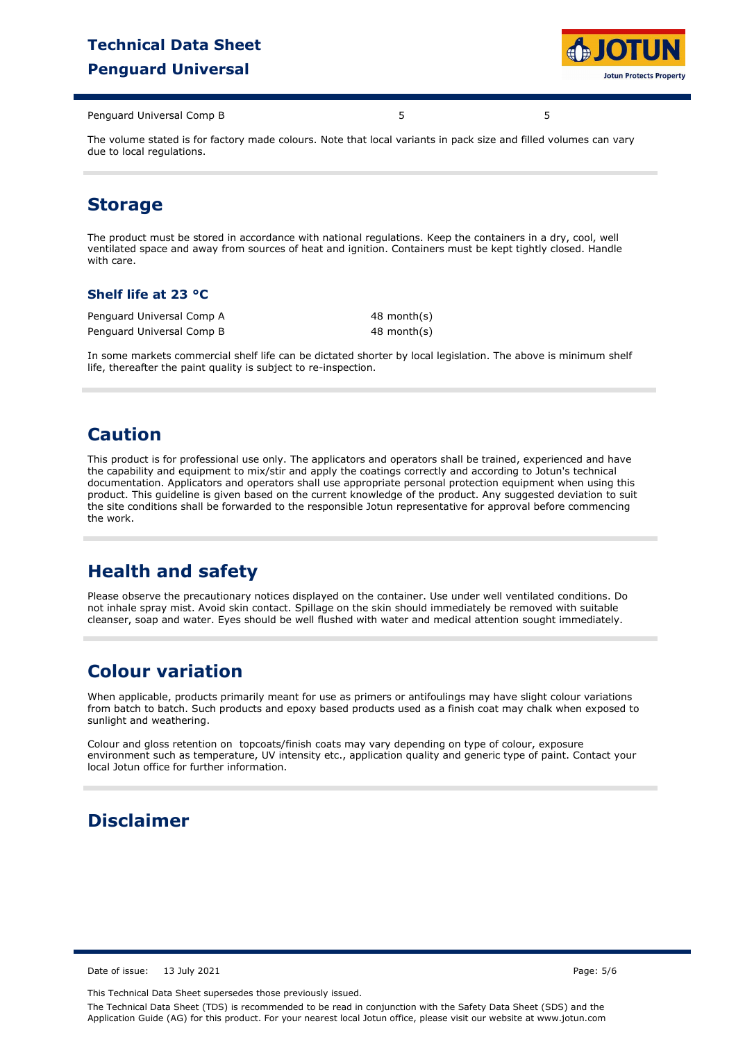| Penguard Universal Comp B | 5 | 5 |
|---|---|---|

The volume stated is for factory made colours. Note that local variants in pack size and filled volumes can vary due to local regulations.

## Storage

The product must be stored in accordance with national regulations. Keep the containers in a dry, cool, well ventilated space and away from sources of heat and ignition. Containers must be kept tightly closed. Handle with care.

### Shelf life at 23 °C

| | |
|---|---|
| Penguard Universal Comp A | 48 month(s) |
| Penguard Universal Comp B | 48 month(s) |

In some markets commercial shelf life can be dictated shorter by local legislation. The above is minimum shelf life, thereafter the paint quality is subject to re-inspection.

## Caution

This product is for professional use only. The applicators and operators shall be trained, experienced and have the capability and equipment to mix/stir and apply the coatings correctly and according to Jotun's technical documentation. Applicators and operators shall use appropriate personal protection equipment when using this product. This guideline is given based on the current knowledge of the product. Any suggested deviation to suit the site conditions shall be forwarded to the responsible Jotun representative for approval before commencing the work.

## Health and safety

Please observe the precautionary notices displayed on the container. Use under well ventilated conditions. Do not inhale spray mist. Avoid skin contact. Spillage on the skin should immediately be removed with suitable cleanser, soap and water. Eyes should be well flushed with water and medical attention sought immediately.

## Colour variation

When applicable, products primarily meant for use as primers or antifoulings may have slight colour variations from batch to batch. Such products and epoxy based products used as a finish coat may chalk when exposed to sunlight and weathering.

Colour and gloss retention on topcoats/finish coats may vary depending on type of colour, exposure environment such as temperature, UV intensity etc., application quality and generic type of paint. Contact your local Jotun office for further information.

## Disclaimer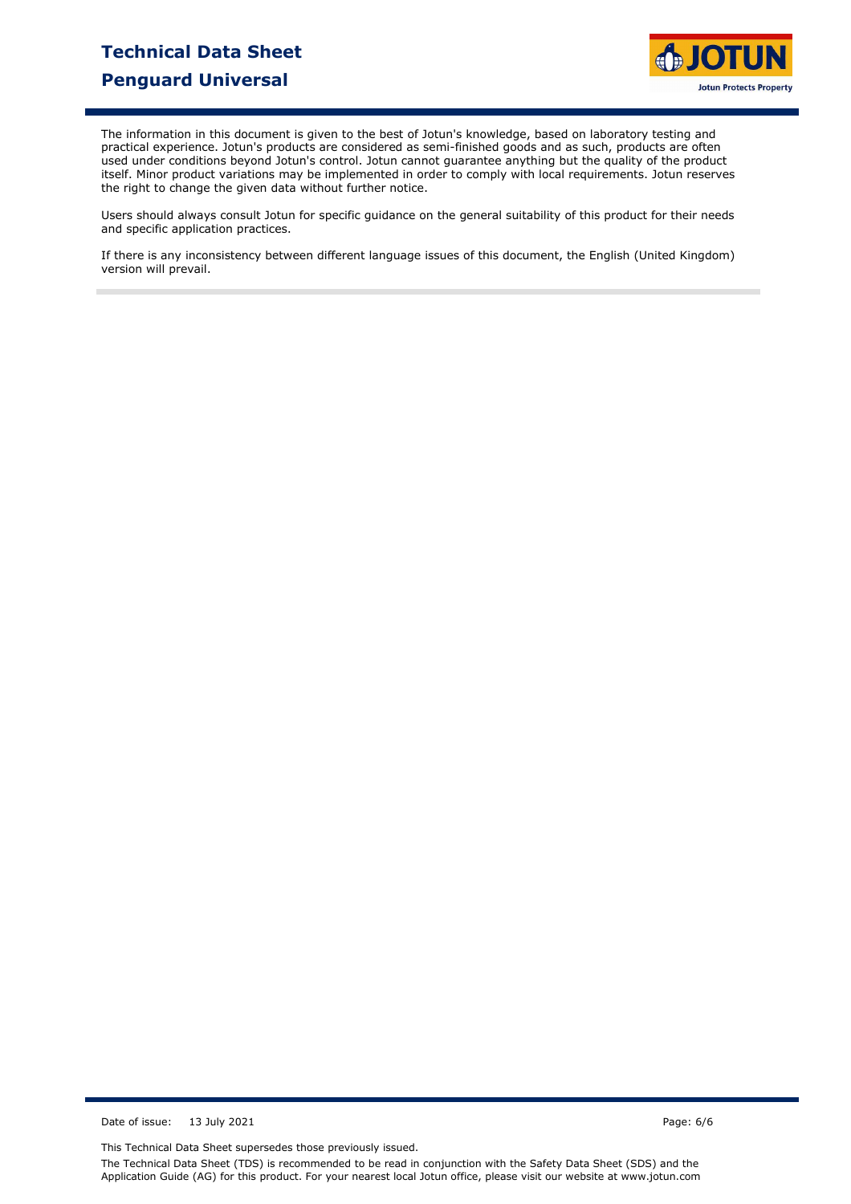The information in this document is given to the best of Jotun's knowledge, based on laboratory testing and practical experience. Jotun's products are considered as semi-finished goods and as such, products are often used under conditions beyond Jotun's control. Jotun cannot guarantee anything but the quality of the product itself. Minor product variations may be implemented in order to comply with local requirements. Jotun reserves the right to change the given data without further notice.

Users should always consult Jotun for specific guidance on the general suitability of this product for their needs and specific application practices.

If there is any inconsistency between different language issues of this document, the English (United Kingdom) version will prevail.